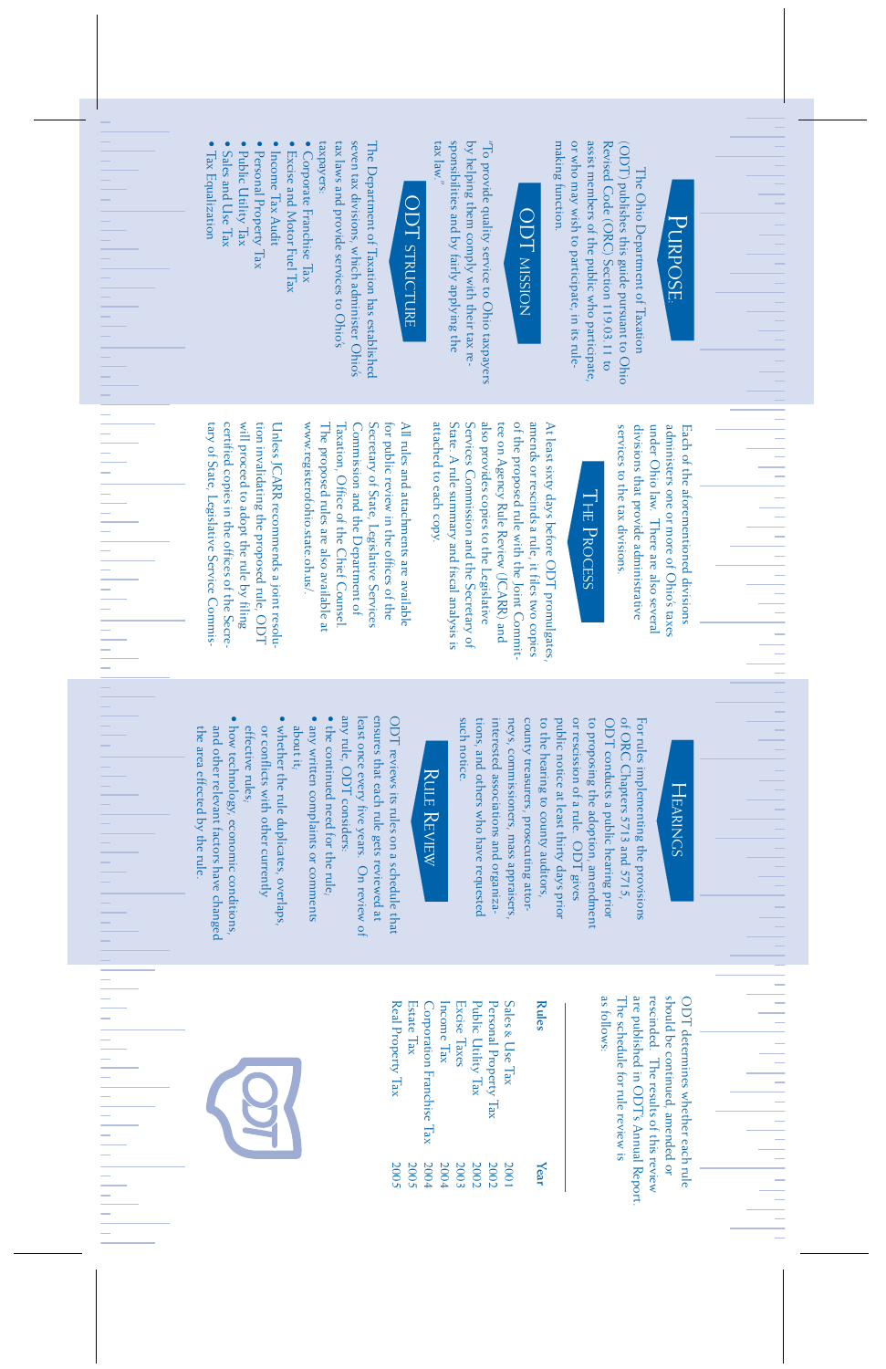# Purpose

The Ohio Department of Taxation (ODT) publishes this guide pursuant to Ohio Revised Code (ORC) Section 119.03.11 to assist members of the public who participate, or who may wish to participate, in its rule-making function.

## ODT Mission

"To provide quality service to Ohio taxpayers by helping them comply with their tax responsibilities and by fairly applying the tax law."

## ODT Structure

The Department of Taxation has established seven tax divisions, which administer Ohio's tax laws and provide services to Ohio's taxpayers:

- Corporate Franchise Tax
- Excise and Motor Fuel Tax
- Income Tax Audit
- Personal Property Tax
- Public Utility Tax
- Sales and Use Tax
- Tax Equalization

Each of the aforementioned divisions administers one or more of Ohio's taxes under Ohio law. There are also several divisions that provide administrative services to the tax divisions.

## The Process

At least sixty days before ODT promulgates, amends or rescinds a rule, it files two copies of the proposed rule with the Joint Committee on Agency Rule Review (JCARR) and also provides copies to the Legislative Services Commission and the Secretary of State. A rule summary and fiscal analysis is attached to each copy.

All rules and attachments are available for public review in the offices of the Secretary of State, Legislative Services Commission and the Department of Taxation, Office of the Chief Counsel. The proposed rules are also available at www.registerofohio.state.oh.us/.

Unless JCARR recommends a joint resolution invalidating the proposed rule, ODT will proceed to adopt the rule by filing certified copies in the offices of the Secretary of State, Legislative Service Commis-

## Hearings

For rules implementing the provisions of ORC Chapters 5713 and 5715, ODT conducts a public hearing prior to proposing the adoption, amendment or rescission of a rule. ODT gives public notice at least thirty days prior to the hearing to county auditors, county treasurers, prosecuting attorney's, commissioners, mass appraisers, interested associations and organizations, and others who have requested such notice.

## Rule Review

ODT reviews its rules on a schedule that ensures that each rule gets reviewed at least once every five years. On review of any rule, ODT considers:

- the continued need for the rule;
- any written complaints or comments about it;
- whether the rule duplicates, overlaps, or conflicts with other currently effective rules;
- how technology, economic conditions, and other relevant factors have changed the area effected by the rule.

ODT determines whether each rule should be continued, amended or rescinded. The results of this review are published in ODT's Annual Report. The schedule for rule review is as follows:

| Rules | Year |
|---|---|
| Sales & Use Tax | 2001 |
| Personal Property Tax | 2002 |
| Public Utility Tax | 2002 |
| Excise Taxes | 2003 |
| Income Tax | 2004 |
| Corporation Franchise Tax | 2004 |
| Estate Tax | 2005 |
| Real Property Tax | 2005 |

ODT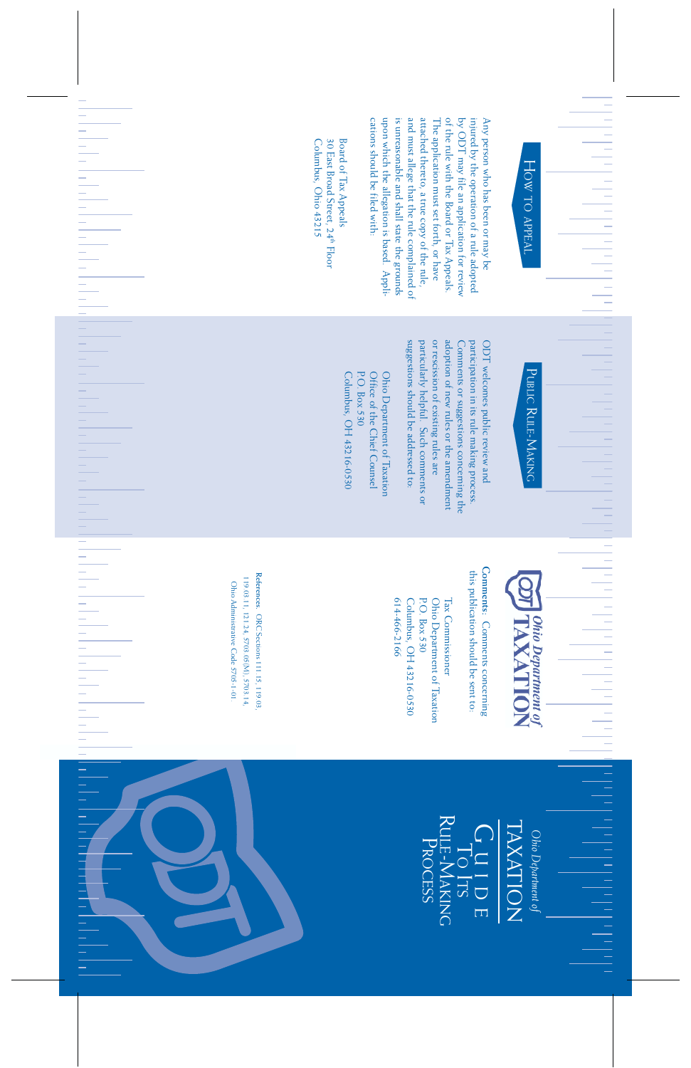## How to Appeal

Any person who has been or may be injured by the operation of a rule adopted by ODT may file an application for review of the rule with the Board of Tax Appeals. The application must set forth, or have attached thereto, a true copy of the rule, and must allege that the rule complained of is unreasonable and shall state the grounds upon which the allegation is based. Applications should be filed with:

Board of Tax Appeals
30 East Broad Street, 24th Floor
Columbus, Ohio 43215

## Public Rule-Making

ODT welcomes public review and participation in its rule making process. Comments or suggestions concerning the adoption of new rules or the amendment or rescission of existing rules are particularly helpful. Such comments or suggestions should be addressed to:

Ohio Department of Taxation
Office of the Chief Counsel
P.O. Box 530
Columbus, OH 43216-0530

Ohio Department of TAXATION

**Comments**: Comments concerning this publication should be sent to:

Tax Commissioner
Ohio Department of Taxation
P.O. Box 530
Columbus, OH 43216-0530
614-466-2166

**References**: ORC Sections 111.15, 119.03, 119.0311, 121.24, 5703.05(M), 5703.14, Ohio Administrative Code 5705-1-01.

*Ohio Department of*
# TAXATION
# Guide To Its Rule-Making Process